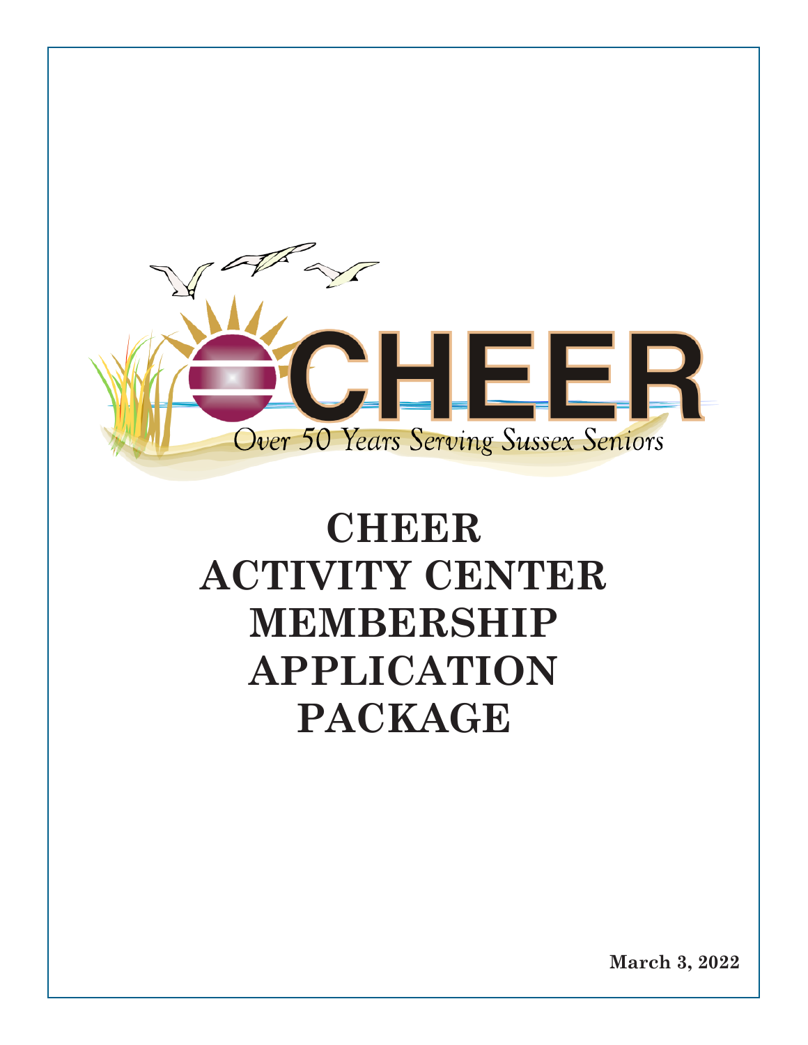CHEER

Over 50 Years Serving Sussex Seniors

# CHEER ACTIVITY CENTER MEMBERSHIP APPLICATION PACKAGE

**March 3, 2022**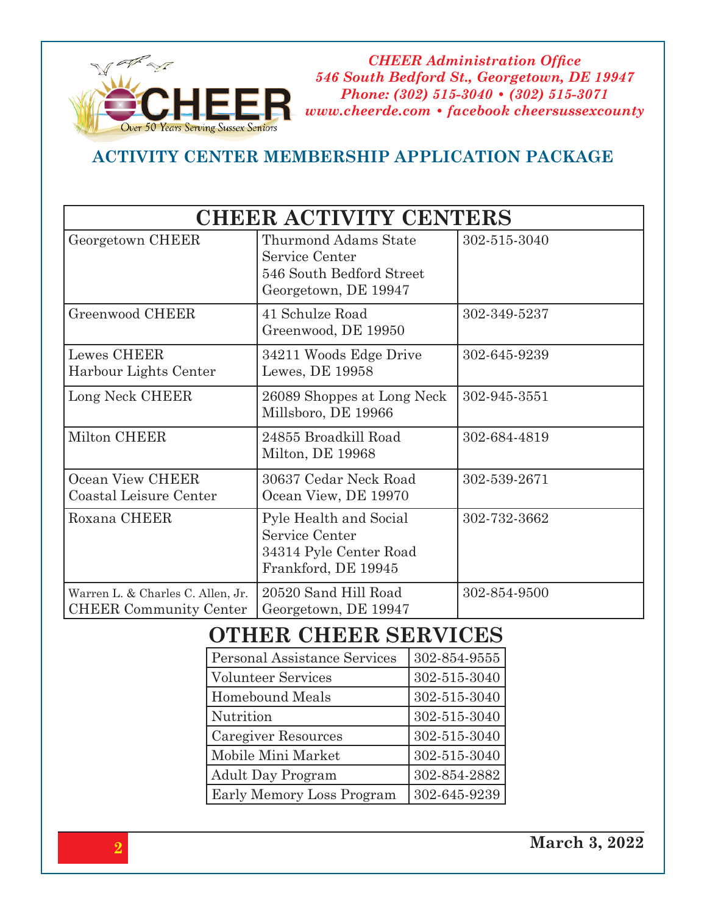*CHEER Administration Office*
*546 South Bedford St., Georgetown, DE 19947*
*Phone: (302) 515-3040 • (302) 515-3071*
*www.cheerde.com • facebook cheersussexcounty*

Over 50 Years Serving Sussex Seniors

## ACTIVITY CENTER MEMBERSHIP APPLICATION PACKAGE

| CHEER ACTIVITY CENTERS | | |
|---|---|---|
| Georgetown CHEER | Thurmond Adams State Service Center<br>546 South Bedford Street<br>Georgetown, DE 19947 | 302-515-3040 |
| Greenwood CHEER | 41 Schulze Road<br>Greenwood, DE 19950 | 302-349-5237 |
| Lewes CHEER<br>Harbour Lights Center | 34211 Woods Edge Drive<br>Lewes, DE 19958 | 302-645-9239 |
| Long Neck CHEER | 26089 Shoppes at Long Neck<br>Millsboro, DE 19966 | 302-945-3551 |
| Milton CHEER | 24855 Broadkill Road<br>Milton, DE 19968 | 302-684-4819 |
| Ocean View CHEER<br>Coastal Leisure Center | 30637 Cedar Neck Road<br>Ocean View, DE 19970 | 302-539-2671 |
| Roxana CHEER | Pyle Health and Social Service Center<br>34314 Pyle Center Road<br>Frankford, DE 19945 | 302-732-3662 |
| Warren L. & Charles C. Allen, Jr.<br>CHEER Community Center | 20520 Sand Hill Road<br>Georgetown, DE 19947 | 302-854-9500 |

## OTHER CHEER SERVICES

| Service | Phone |
|---|---|
| Personal Assistance Services | 302-854-9555 |
| Volunteer Services | 302-515-3040 |
| Homebound Meals | 302-515-3040 |
| Nutrition | 302-515-3040 |
| Caregiver Resources | 302-515-3040 |
| Mobile Mini Market | 302-515-3040 |
| Adult Day Program | 302-854-2882 |
| Early Memory Loss Program | 302-645-9239 |

**March 3, 2022**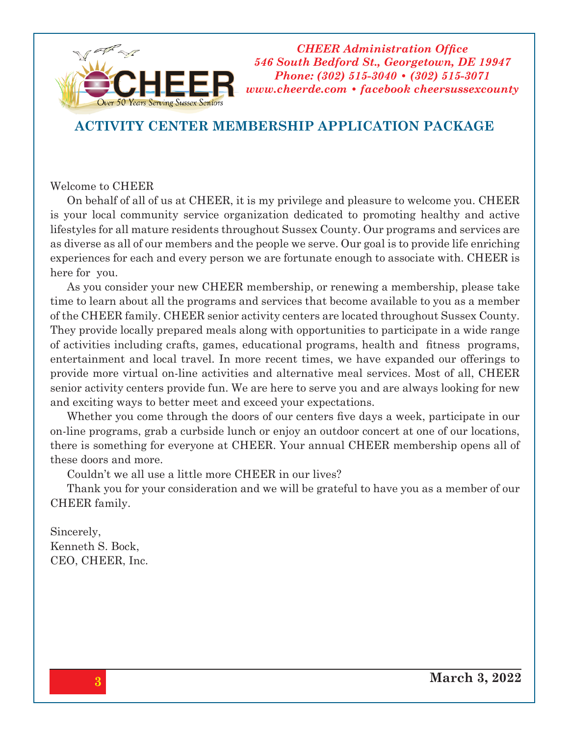*CHEER Administration Office*
*546 South Bedford St., Georgetown, DE 19947*
*Phone: (302) 515-3040 • (302) 515-3071*
*www.cheerde.com • facebook cheersussexcounty*

Over 50 Years Serving Sussex Seniors

## ACTIVITY CENTER MEMBERSHIP APPLICATION PACKAGE

Welcome to CHEER

On behalf of all of us at CHEER, it is my privilege and pleasure to welcome you. CHEER is your local community service organization dedicated to promoting healthy and active lifestyles for all mature residents throughout Sussex County. Our programs and services are as diverse as all of our members and the people we serve. Our goal is to provide life enriching experiences for each and every person we are fortunate enough to associate with. CHEER is here for you.

As you consider your new CHEER membership, or renewing a membership, please take time to learn about all the programs and services that become available to you as a member of the CHEER family. CHEER senior activity centers are located throughout Sussex County. They provide locally prepared meals along with opportunities to participate in a wide range of activities including crafts, games, educational programs, health and fitness programs, entertainment and local travel. In more recent times, we have expanded our offerings to provide more virtual on-line activities and alternative meal services. Most of all, CHEER senior activity centers provide fun. We are here to serve you and are always looking for new and exciting ways to better meet and exceed your expectations.

Whether you come through the doors of our centers five days a week, participate in our on-line programs, grab a curbside lunch or enjoy an outdoor concert at one of our locations, there is something for everyone at CHEER. Your annual CHEER membership opens all of these doors and more.

Couldn't we all use a little more CHEER in our lives?

Thank you for your consideration and we will be grateful to have you as a member of our CHEER family.

Sincerely,
Kenneth S. Bock,
CEO, CHEER, Inc.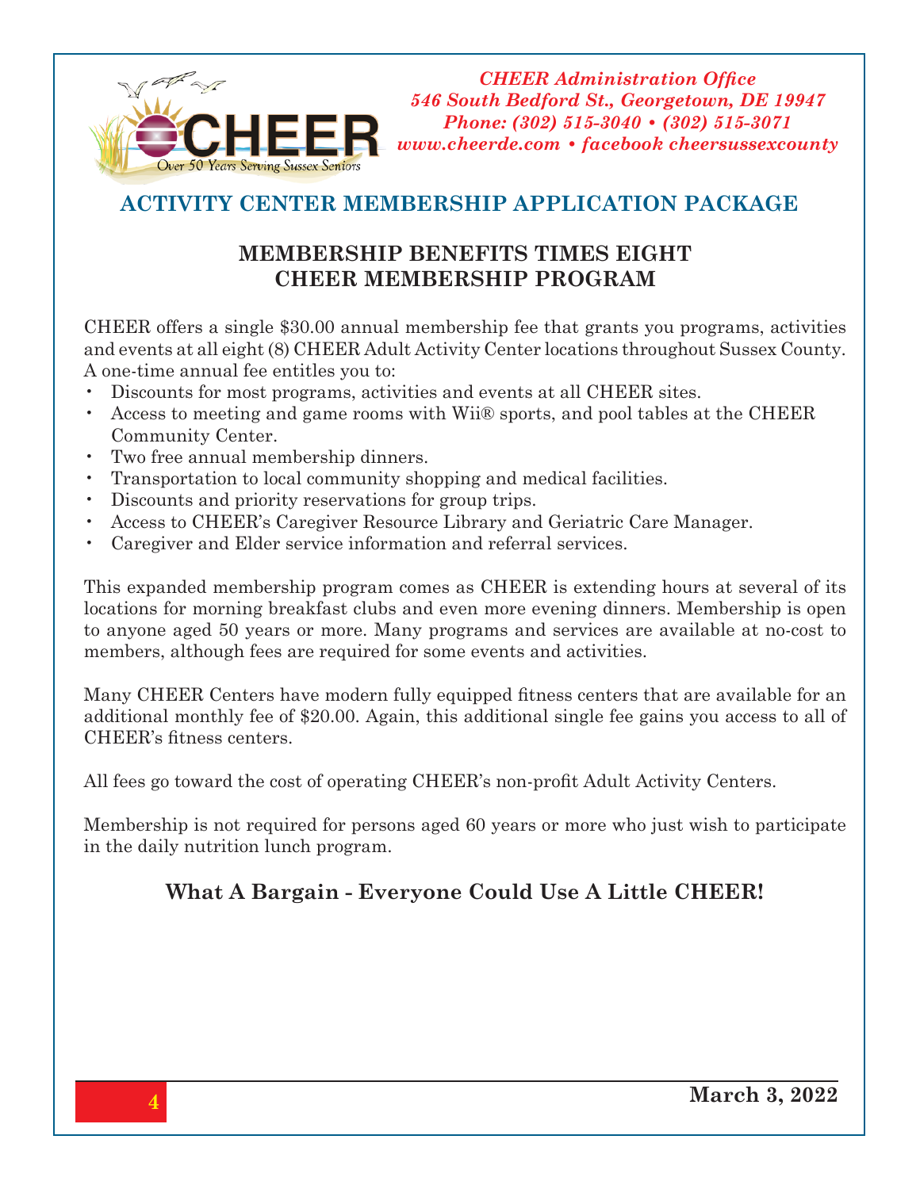*CHEER Administration Office*
*546 South Bedford St., Georgetown, DE 19947*
*Phone: (302) 515-3040 • (302) 515-3071*
*www.cheerde.com • facebook cheersussexcounty*

CHEER — Over 50 Years Serving Sussex Seniors

## ACTIVITY CENTER MEMBERSHIP APPLICATION PACKAGE

### MEMBERSHIP BENEFITS TIMES EIGHT
### CHEER MEMBERSHIP PROGRAM

CHEER offers a single $30.00 annual membership fee that grants you programs, activities and events at all eight (8) CHEER Adult Activity Center locations throughout Sussex County. A one-time annual fee entitles you to:

- Discounts for most programs, activities and events at all CHEER sites.
- Access to meeting and game rooms with Wii® sports, and pool tables at the CHEER Community Center.
- Two free annual membership dinners.
- Transportation to local community shopping and medical facilities.
- Discounts and priority reservations for group trips.
- Access to CHEER's Caregiver Resource Library and Geriatric Care Manager.
- Caregiver and Elder service information and referral services.

This expanded membership program comes as CHEER is extending hours at several of its locations for morning breakfast clubs and even more evening dinners. Membership is open to anyone aged 50 years or more. Many programs and services are available at no-cost to members, although fees are required for some events and activities.

Many CHEER Centers have modern fully equipped fitness centers that are available for an additional monthly fee of $20.00. Again, this additional single fee gains you access to all of CHEER's fitness centers.

All fees go toward the cost of operating CHEER's non-profit Adult Activity Centers.

Membership is not required for persons aged 60 years or more who just wish to participate in the daily nutrition lunch program.

**What A Bargain - Everyone Could Use A Little CHEER!**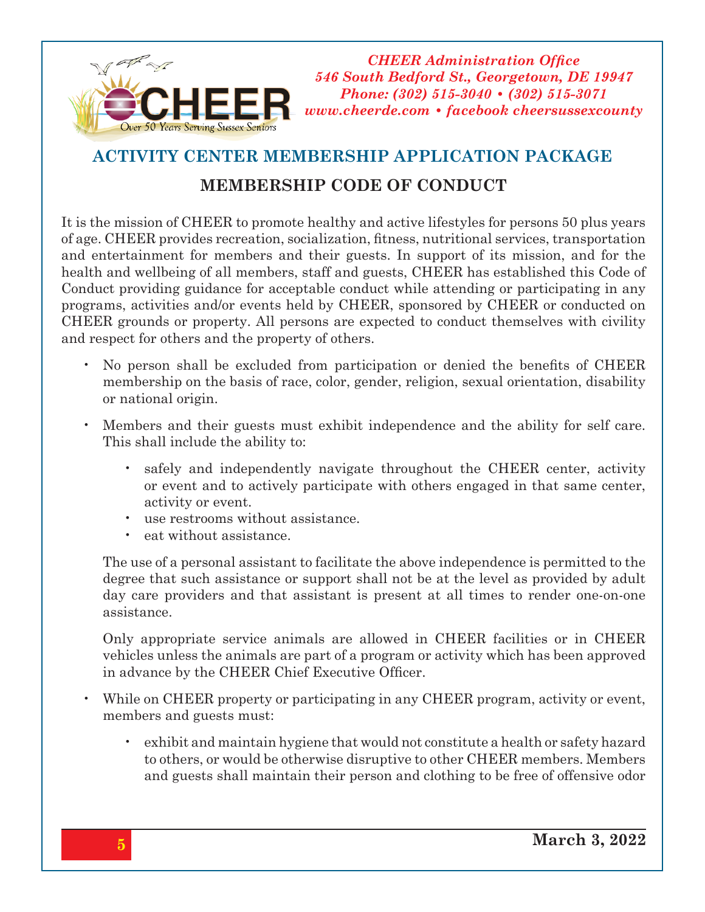CHEER

Over 50 Years Serving Sussex Seniors

*CHEER Administration Office*
*546 South Bedford St., Georgetown, DE 19947*
*Phone: (302) 515-3040 • (302) 515-3071*
*www.cheerde.com • facebook cheersussexcounty*

## ACTIVITY CENTER MEMBERSHIP APPLICATION PACKAGE

### MEMBERSHIP CODE OF CONDUCT

It is the mission of CHEER to promote healthy and active lifestyles for persons 50 plus years of age. CHEER provides recreation, socialization, fitness, nutritional services, transportation and entertainment for members and their guests. In support of its mission, and for the health and wellbeing of all members, staff and guests, CHEER has established this Code of Conduct providing guidance for acceptable conduct while attending or participating in any programs, activities and/or events held by CHEER, sponsored by CHEER or conducted on CHEER grounds or property. All persons are expected to conduct themselves with civility and respect for others and the property of others.

- No person shall be excluded from participation or denied the benefits of CHEER membership on the basis of race, color, gender, religion, sexual orientation, disability or national origin.
- Members and their guests must exhibit independence and the ability for self care. This shall include the ability to:
  - safely and independently navigate throughout the CHEER center, activity or event and to actively participate with others engaged in that same center, activity or event.
  - use restrooms without assistance.
  - eat without assistance.

  The use of a personal assistant to facilitate the above independence is permitted to the degree that such assistance or support shall not be at the level as provided by adult day care providers and that assistant is present at all times to render one-on-one assistance.

  Only appropriate service animals are allowed in CHEER facilities or in CHEER vehicles unless the animals are part of a program or activity which has been approved in advance by the CHEER Chief Executive Officer.

- While on CHEER property or participating in any CHEER program, activity or event, members and guests must:
  - exhibit and maintain hygiene that would not constitute a health or safety hazard to others, or would be otherwise disruptive to other CHEER members. Members and guests shall maintain their person and clothing to be free of offensive odor

March 3, 2022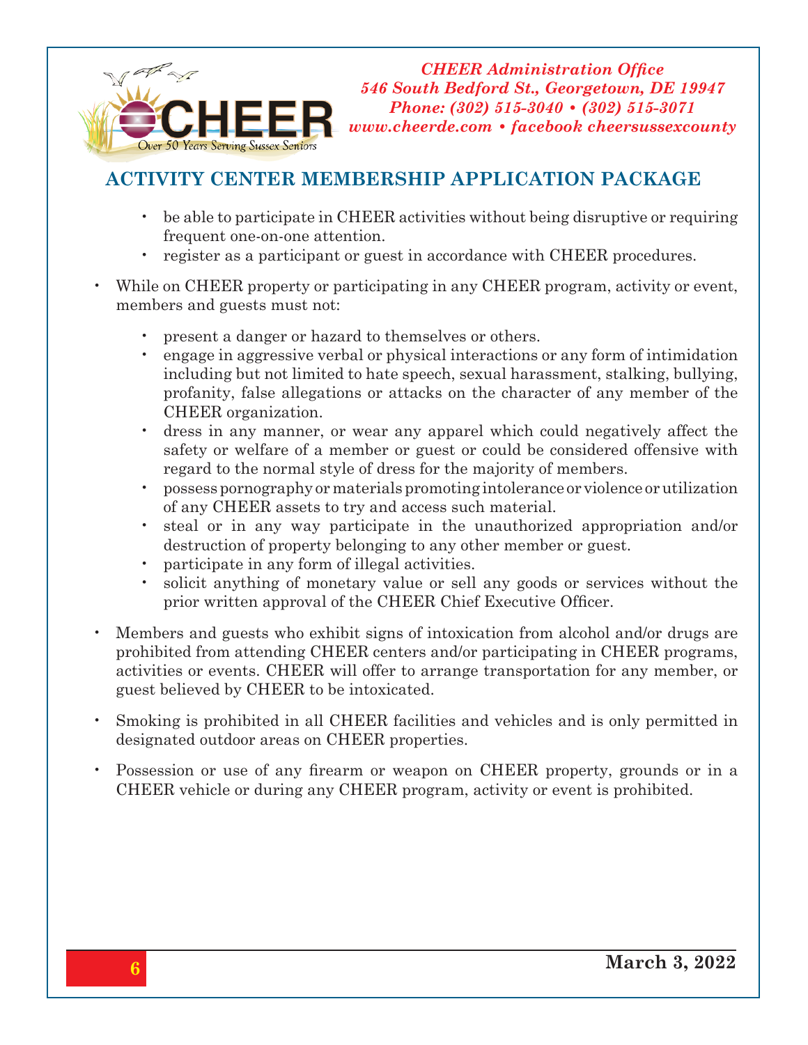## ACTIVITY CENTER MEMBERSHIP APPLICATION PACKAGE

  - be able to participate in CHEER activities without being disruptive or requiring frequent one-on-one attention.
  - register as a participant or guest in accordance with CHEER procedures.

- While on CHEER property or participating in any CHEER program, activity or event, members and guests must not:

  - present a danger or hazard to themselves or others.
  - engage in aggressive verbal or physical interactions or any form of intimidation including but not limited to hate speech, sexual harassment, stalking, bullying, profanity, false allegations or attacks on the character of any member of the CHEER organization.
  - dress in any manner, or wear any apparel which could negatively affect the safety or welfare of a member or guest or could be considered offensive with regard to the normal style of dress for the majority of members.
  - possess pornography or materials promoting intolerance or violence or utilization of any CHEER assets to try and access such material.
  - steal or in any way participate in the unauthorized appropriation and/or destruction of property belonging to any other member or guest.
  - participate in any form of illegal activities.
  - solicit anything of monetary value or sell any goods or services without the prior written approval of the CHEER Chief Executive Officer.

- Members and guests who exhibit signs of intoxication from alcohol and/or drugs are prohibited from attending CHEER centers and/or participating in CHEER programs, activities or events. CHEER will offer to arrange transportation for any member, or guest believed by CHEER to be intoxicated.

- Smoking is prohibited in all CHEER facilities and vehicles and is only permitted in designated outdoor areas on CHEER properties.

- Possession or use of any firearm or weapon on CHEER property, grounds or in a CHEER vehicle or during any CHEER program, activity or event is prohibited.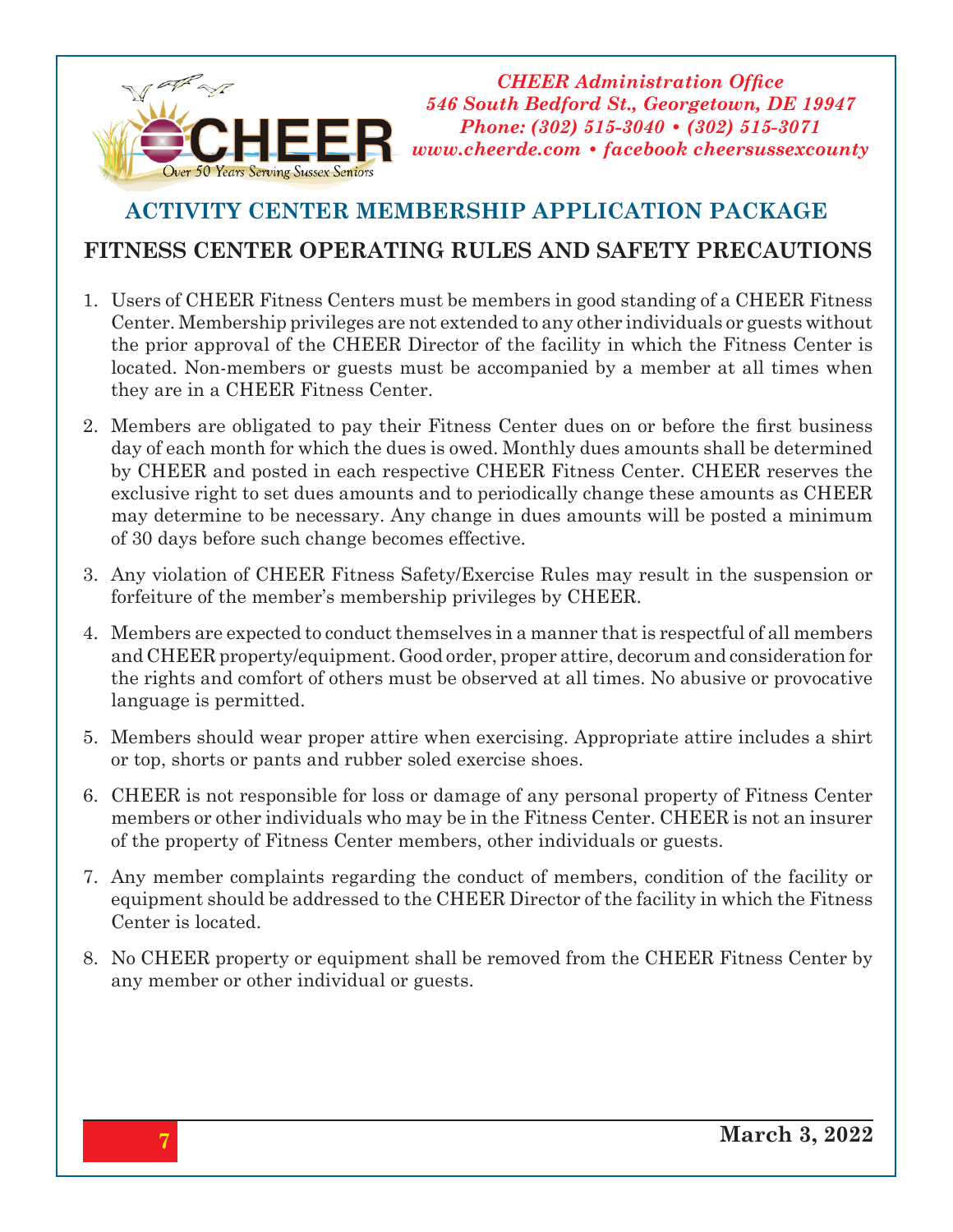*CHEER Administration Office*
*546 South Bedford St., Georgetown, DE 19947*
*Phone: (302) 515-3040 • (302) 515-3071*
*www.cheerde.com • facebook cheersussexcounty*

CHEER — Over 50 Years Serving Sussex Seniors

## ACTIVITY CENTER MEMBERSHIP APPLICATION PACKAGE

## FITNESS CENTER OPERATING RULES AND SAFETY PRECAUTIONS

1. Users of CHEER Fitness Centers must be members in good standing of a CHEER Fitness Center. Membership privileges are not extended to any other individuals or guests without the prior approval of the CHEER Director of the facility in which the Fitness Center is located. Non-members or guests must be accompanied by a member at all times when they are in a CHEER Fitness Center.

2. Members are obligated to pay their Fitness Center dues on or before the first business day of each month for which the dues is owed. Monthly dues amounts shall be determined by CHEER and posted in each respective CHEER Fitness Center. CHEER reserves the exclusive right to set dues amounts and to periodically change these amounts as CHEER may determine to be necessary. Any change in dues amounts will be posted a minimum of 30 days before such change becomes effective.

3. Any violation of CHEER Fitness Safety/Exercise Rules may result in the suspension or forfeiture of the member's membership privileges by CHEER.

4. Members are expected to conduct themselves in a manner that is respectful of all members and CHEER property/equipment. Good order, proper attire, decorum and consideration for the rights and comfort of others must be observed at all times. No abusive or provocative language is permitted.

5. Members should wear proper attire when exercising. Appropriate attire includes a shirt or top, shorts or pants and rubber soled exercise shoes.

6. CHEER is not responsible for loss or damage of any personal property of Fitness Center members or other individuals who may be in the Fitness Center. CHEER is not an insurer of the property of Fitness Center members, other individuals or guests.

7. Any member complaints regarding the conduct of members, condition of the facility or equipment should be addressed to the CHEER Director of the facility in which the Fitness Center is located.

8. No CHEER property or equipment shall be removed from the CHEER Fitness Center by any member or other individual or guests.

**March 3, 2022**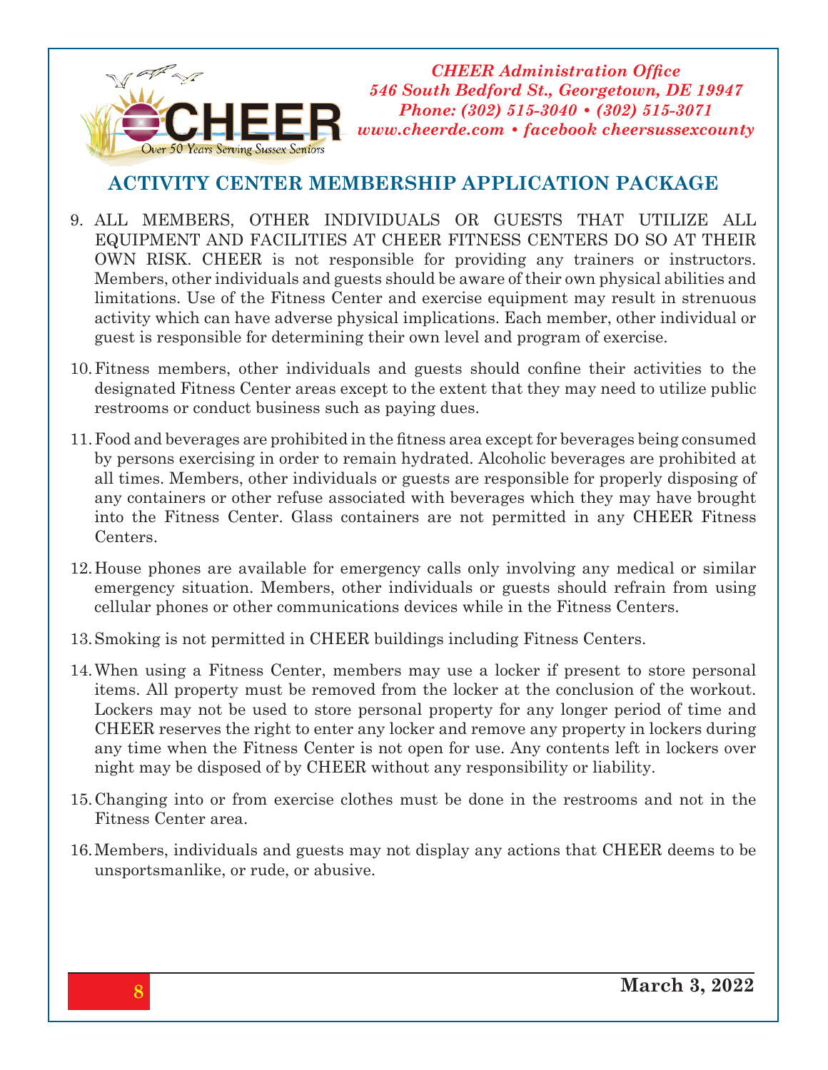CHEER Administration Office
546 South Bedford St., Georgetown, DE 19947
Phone: (302) 515-3040 • (302) 515-3071
www.cheerde.com • facebook cheersussexcounty

## ACTIVITY CENTER MEMBERSHIP APPLICATION PACKAGE

9. ALL MEMBERS, OTHER INDIVIDUALS OR GUESTS THAT UTILIZE ALL EQUIPMENT AND FACILITIES AT CHEER FITNESS CENTERS DO SO AT THEIR OWN RISK. CHEER is not responsible for providing any trainers or instructors. Members, other individuals and guests should be aware of their own physical abilities and limitations. Use of the Fitness Center and exercise equipment may result in strenuous activity which can have adverse physical implications. Each member, other individual or guest is responsible for determining their own level and program of exercise.

10. Fitness members, other individuals and guests should confine their activities to the designated Fitness Center areas except to the extent that they may need to utilize public restrooms or conduct business such as paying dues.

11. Food and beverages are prohibited in the fitness area except for beverages being consumed by persons exercising in order to remain hydrated. Alcoholic beverages are prohibited at all times. Members, other individuals or guests are responsible for properly disposing of any containers or other refuse associated with beverages which they may have brought into the Fitness Center. Glass containers are not permitted in any CHEER Fitness Centers.

12. House phones are available for emergency calls only involving any medical or similar emergency situation. Members, other individuals or guests should refrain from using cellular phones or other communications devices while in the Fitness Centers.

13. Smoking is not permitted in CHEER buildings including Fitness Centers.

14. When using a Fitness Center, members may use a locker if present to store personal items. All property must be removed from the locker at the conclusion of the workout. Lockers may not be used to store personal property for any longer period of time and CHEER reserves the right to enter any locker and remove any property in lockers during any time when the Fitness Center is not open for use. Any contents left in lockers over night may be disposed of by CHEER without any responsibility or liability.

15. Changing into or from exercise clothes must be done in the restrooms and not in the Fitness Center area.

16. Members, individuals and guests may not display any actions that CHEER deems to be unsportsmanlike, or rude, or abusive.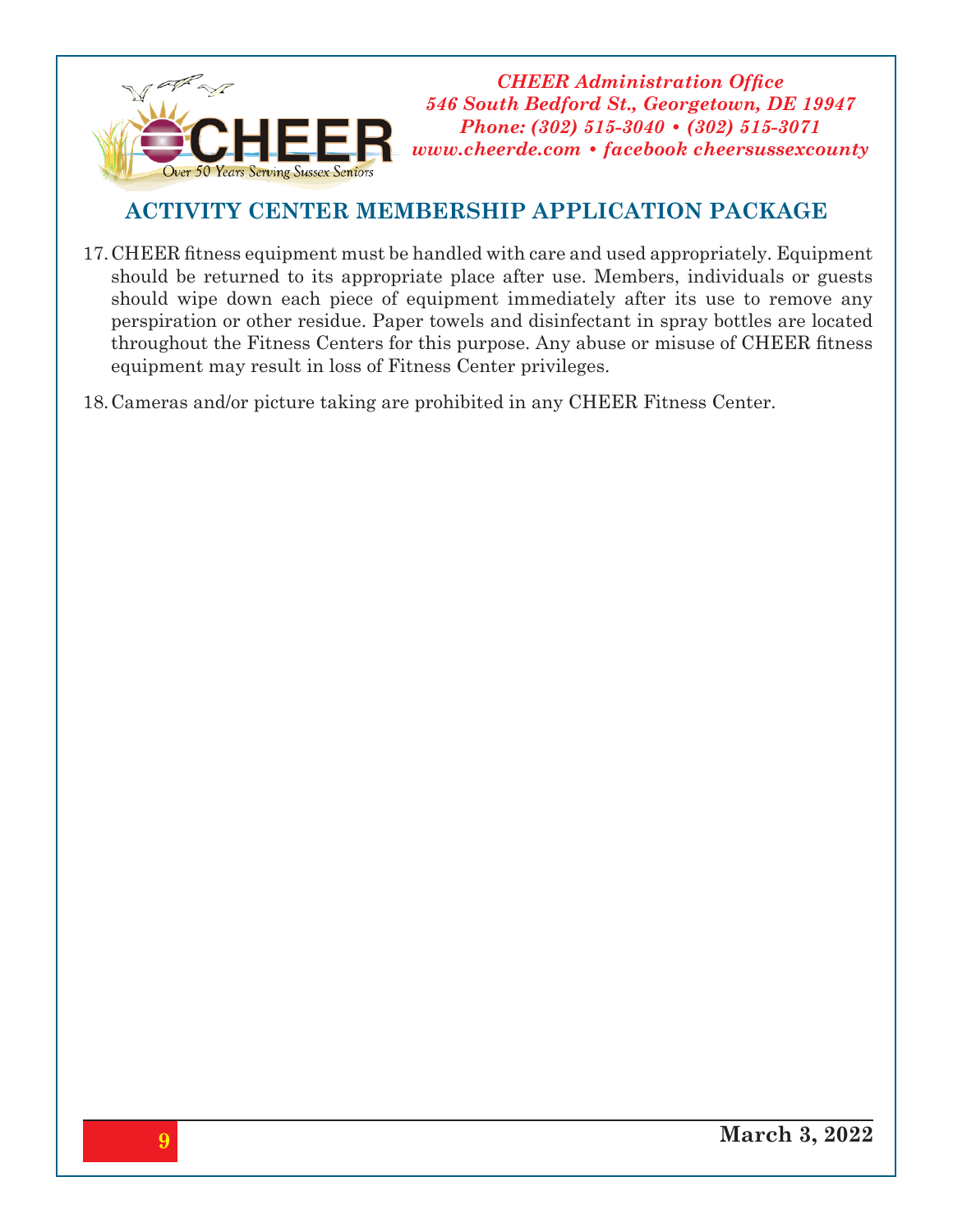17. CHEER fitness equipment must be handled with care and used appropriately. Equipment should be returned to its appropriate place after use. Members, individuals or guests should wipe down each piece of equipment immediately after its use to remove any perspiration or other residue. Paper towels and disinfectant in spray bottles are located throughout the Fitness Centers for this purpose. Any abuse or misuse of CHEER fitness equipment may result in loss of Fitness Center privileges.

18. Cameras and/or picture taking are prohibited in any CHEER Fitness Center.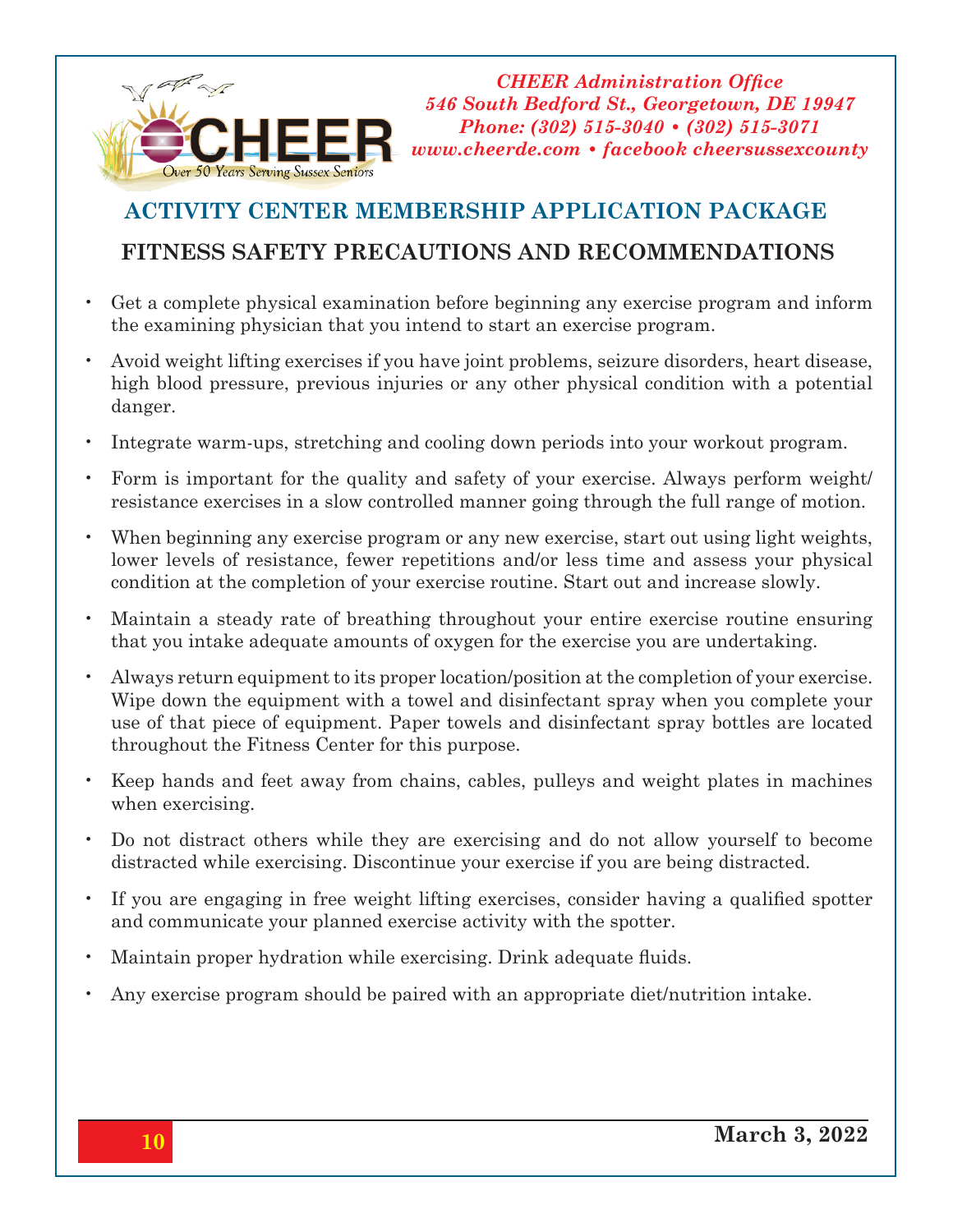*CHEER Administration Office*
*546 South Bedford St., Georgetown, DE 19947*
*Phone: (302) 515-3040 • (302) 515-3071*
*www.cheerde.com • facebook cheersussexcounty*

CHEER
Over 50 Years Serving Sussex Seniors

## ACTIVITY CENTER MEMBERSHIP APPLICATION PACKAGE

### FITNESS SAFETY PRECAUTIONS AND RECOMMENDATIONS

- Get a complete physical examination before beginning any exercise program and inform the examining physician that you intend to start an exercise program.
- Avoid weight lifting exercises if you have joint problems, seizure disorders, heart disease, high blood pressure, previous injuries or any other physical condition with a potential danger.
- Integrate warm-ups, stretching and cooling down periods into your workout program.
- Form is important for the quality and safety of your exercise. Always perform weight/resistance exercises in a slow controlled manner going through the full range of motion.
- When beginning any exercise program or any new exercise, start out using light weights, lower levels of resistance, fewer repetitions and/or less time and assess your physical condition at the completion of your exercise routine. Start out and increase slowly.
- Maintain a steady rate of breathing throughout your entire exercise routine ensuring that you intake adequate amounts of oxygen for the exercise you are undertaking.
- Always return equipment to its proper location/position at the completion of your exercise. Wipe down the equipment with a towel and disinfectant spray when you complete your use of that piece of equipment. Paper towels and disinfectant spray bottles are located throughout the Fitness Center for this purpose.
- Keep hands and feet away from chains, cables, pulleys and weight plates in machines when exercising.
- Do not distract others while they are exercising and do not allow yourself to become distracted while exercising. Discontinue your exercise if you are being distracted.
- If you are engaging in free weight lifting exercises, consider having a qualified spotter and communicate your planned exercise activity with the spotter.
- Maintain proper hydration while exercising. Drink adequate fluids.
- Any exercise program should be paired with an appropriate diet/nutrition intake.

**March 3, 2022**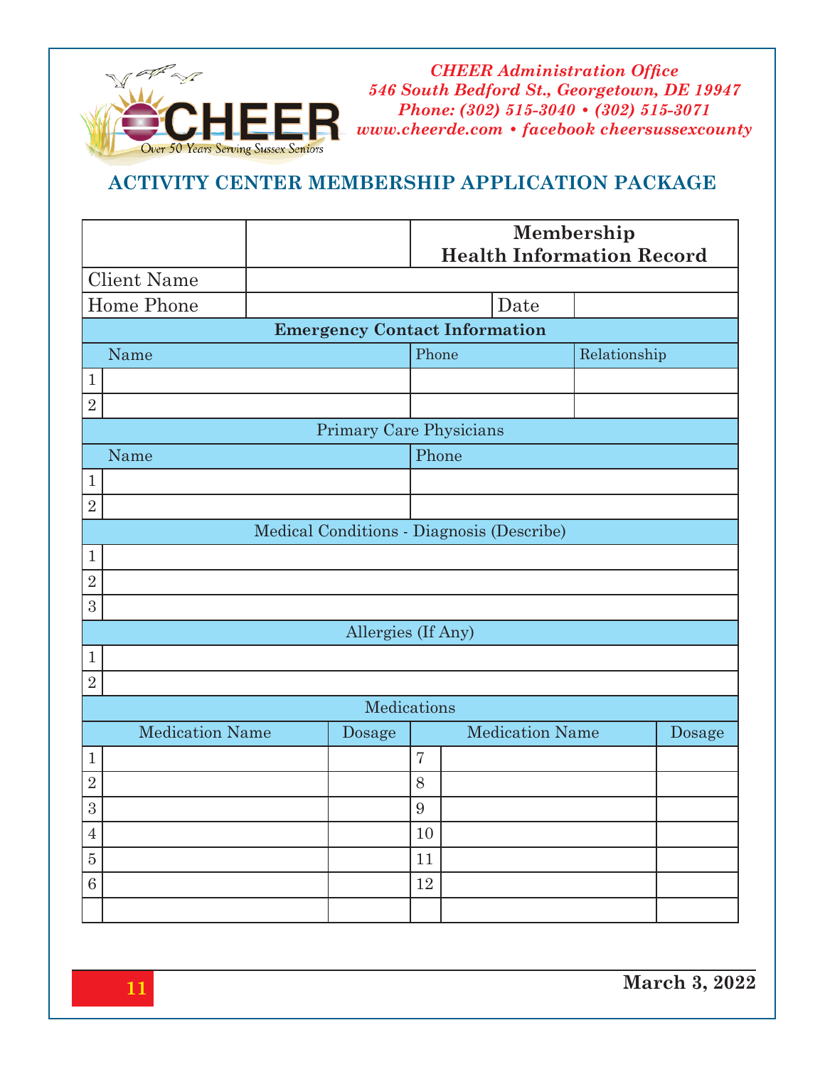CHEER Over 50 Years Serving Sussex Seniors

*CHEER Administration Office*
*546 South Bedford St., Georgetown, DE 19947*
*Phone: (302) 515-3040 • (302) 515-3071*
*www.cheerde.com • facebook cheersussexcounty*

## ACTIVITY CENTER MEMBERSHIP APPLICATION PACKAGE

### Membership Health Information Record

| | | | |
|---|---|---|---|
| Client Name | | | |
| Home Phone | | Date | |

**Emergency Contact Information**

| | Name | Phone | Relationship |
|---|---|---|---|
| 1 | | | |
| 2 | | | |

**Primary Care Physicians**

| | Name | Phone |
|---|---|---|
| 1 | | |
| 2 | | |

**Medical Conditions - Diagnosis (Describe)**

| | |
|---|---|
| 1 | |
| 2 | |
| 3 | |

**Allergies (If Any)**

| | |
|---|---|
| 1 | |
| 2 | |

**Medications**

| | Medication Name | Dosage | | Medication Name | Dosage |
|---|---|---|---|---|---|
| 1 | | | 7 | | |
| 2 | | | 8 | | |
| 3 | | | 9 | | |
| 4 | | | 10 | | |
| 5 | | | 11 | | |
| 6 | | | 12 | | |
| | | | | | |

March 3, 2022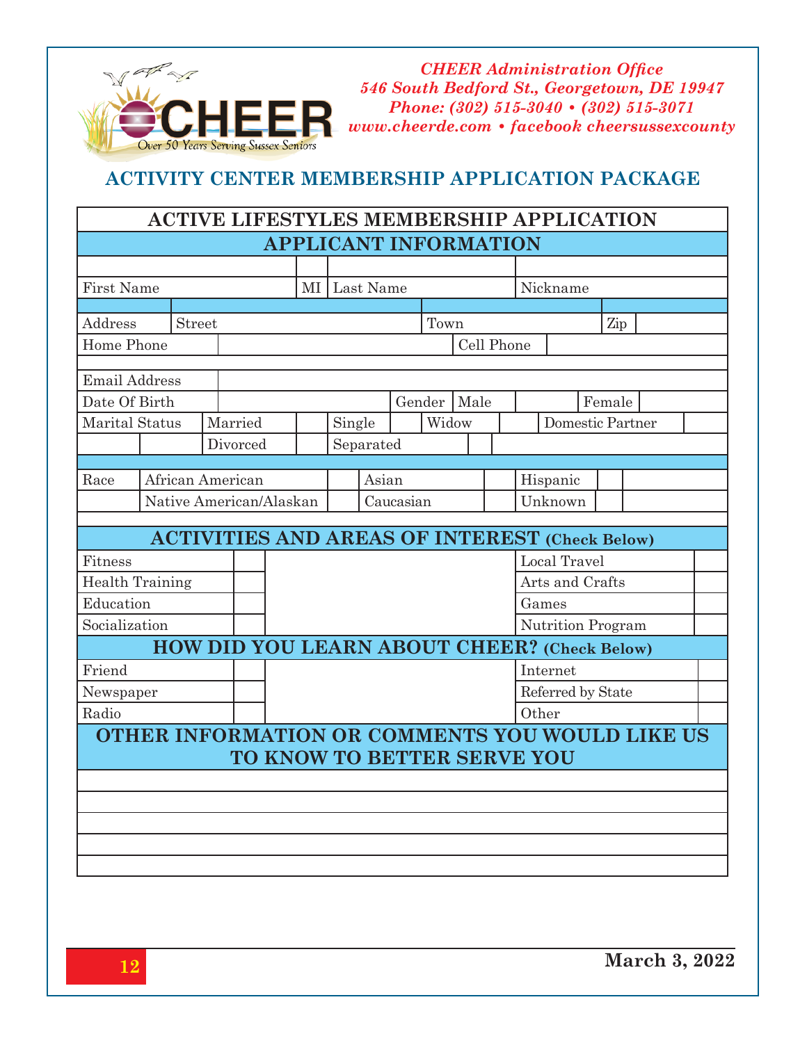*CHEER Administration Office*
*546 South Bedford St., Georgetown, DE 19947*
*Phone: (302) 515-3040 • (302) 515-3071*
*www.cheerde.com • facebook cheersussexcounty*

CHEER — Over 50 Years Serving Sussex Seniors

## ACTIVITY CENTER MEMBERSHIP APPLICATION PACKAGE

### ACTIVE LIFESTYLES MEMBERSHIP APPLICATION

#### APPLICANT INFORMATION

| First Name | MI | Last Name | Nickname |
|---|---|---|---|
| | | | |

| Address | Street | Town | Zip | |
|---|---|---|---|---|
| Home Phone | | Cell Phone | | |
| Email Address | | | | |

| Date Of Birth | | Gender | Male | | Female | |
|---|---|---|---|---|---|---|

| Marital Status | Married | | Single | | Widow | | Domestic Partner | |
|---|---|---|---|---|---|---|---|---|
| | Divorced | | Separated | | | | | |

| Race | African American | | Asian | | Hispanic | |
|---|---|---|---|---|---|---|
| | Native American/Alaskan | | Caucasian | | Unknown | |

#### ACTIVITIES AND AREAS OF INTEREST (Check Below)

| | | | |
|---|---|---|---|
| Fitness | | Local Travel | |
| Health Training | | Arts and Crafts | |
| Education | | Games | |
| Socialization | | Nutrition Program | |

#### HOW DID YOU LEARN ABOUT CHEER? (Check Below)

| | | | |
|---|---|---|---|
| Friend | | Internet | |
| Newspaper | | Referred by State | |
| Radio | | Other | |

#### OTHER INFORMATION OR COMMENTS YOU WOULD LIKE US TO KNOW TO BETTER SERVE YOU

**March 3, 2022**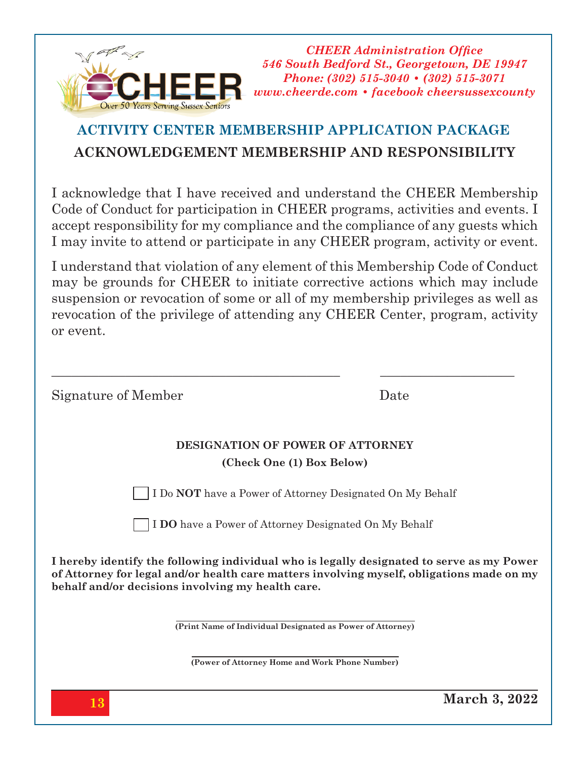Over 50 Years Serving Sussex Seniors

*CHEER Administration Office*
*546 South Bedford St., Georgetown, DE 19947*
*Phone: (302) 515-3040 • (302) 515-3071*
*www.cheerde.com • facebook cheersussexcounty*

## ACTIVITY CENTER MEMBERSHIP APPLICATION PACKAGE

## ACKNOWLEDGEMENT MEMBERSHIP AND RESPONSIBILITY

I acknowledge that I have received and understand the CHEER Membership Code of Conduct for participation in CHEER programs, activities and events. I accept responsibility for my compliance and the compliance of any guests which I may invite to attend or participate in any CHEER program, activity or event.

I understand that violation of any element of this Membership Code of Conduct may be grounds for CHEER to initiate corrective actions which may include suspension or revocation of some or all of my membership privileges as well as revocation of the privilege of attending any CHEER Center, program, activity or event.

_______________________________________________ ____________________

Signature of Member Date

### DESIGNATION OF POWER OF ATTORNEY

**(Check One (1) Box Below)**

☐ I Do **NOT** have a Power of Attorney Designated On My Behalf

☐ I **DO** have a Power of Attorney Designated On My Behalf

**I hereby identify the following individual who is legally designated to serve as my Power of Attorney for legal and/or health care matters involving myself, obligations made on my behalf and/or decisions involving my health care.**

_______________________________________________

**(Print Name of Individual Designated as Power of Attorney)**

_______________________________________________

**(Power of Attorney Home and Work Phone Number)**

**March 3, 2022**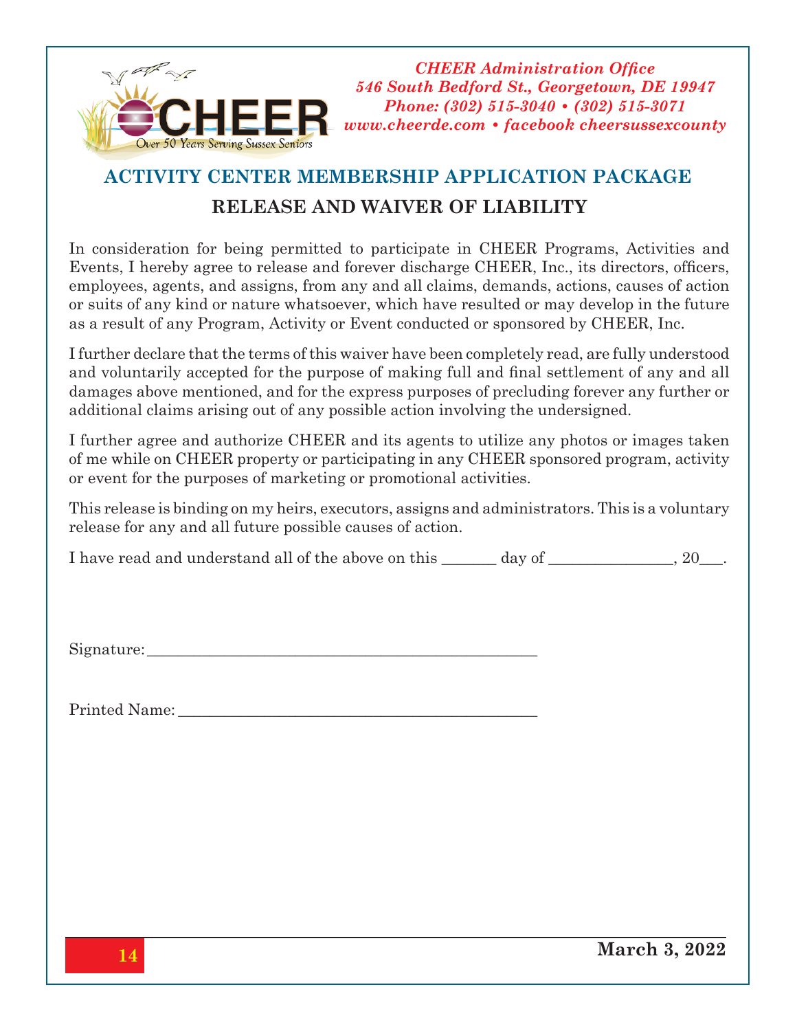CHEER

Over 50 Years Serving Sussex Seniors

*CHEER Administration Office*
*546 South Bedford St., Georgetown, DE 19947*
*Phone: (302) 515-3040 • (302) 515-3071*
*www.cheerde.com • facebook cheersussexcounty*

## ACTIVITY CENTER MEMBERSHIP APPLICATION PACKAGE

## RELEASE AND WAIVER OF LIABILITY

In consideration for being permitted to participate in CHEER Programs, Activities and Events, I hereby agree to release and forever discharge CHEER, Inc., its directors, officers, employees, agents, and assigns, from any and all claims, demands, actions, causes of action or suits of any kind or nature whatsoever, which have resulted or may develop in the future as a result of any Program, Activity or Event conducted or sponsored by CHEER, Inc.

I further declare that the terms of this waiver have been completely read, are fully understood and voluntarily accepted for the purpose of making full and final settlement of any and all damages above mentioned, and for the express purposes of precluding forever any further or additional claims arising out of any possible action involving the undersigned.

I further agree and authorize CHEER and its agents to utilize any photos or images taken of me while on CHEER property or participating in any CHEER sponsored program, activity or event for the purposes of marketing or promotional activities.

This release is binding on my heirs, executors, assigns and administrators. This is a voluntary release for any and all future possible causes of action.

I have read and understand all of the above on this _______ day of _______________, 20___.

Signature:_______________________________________________

Printed Name:____________________________________________

March 3, 2022